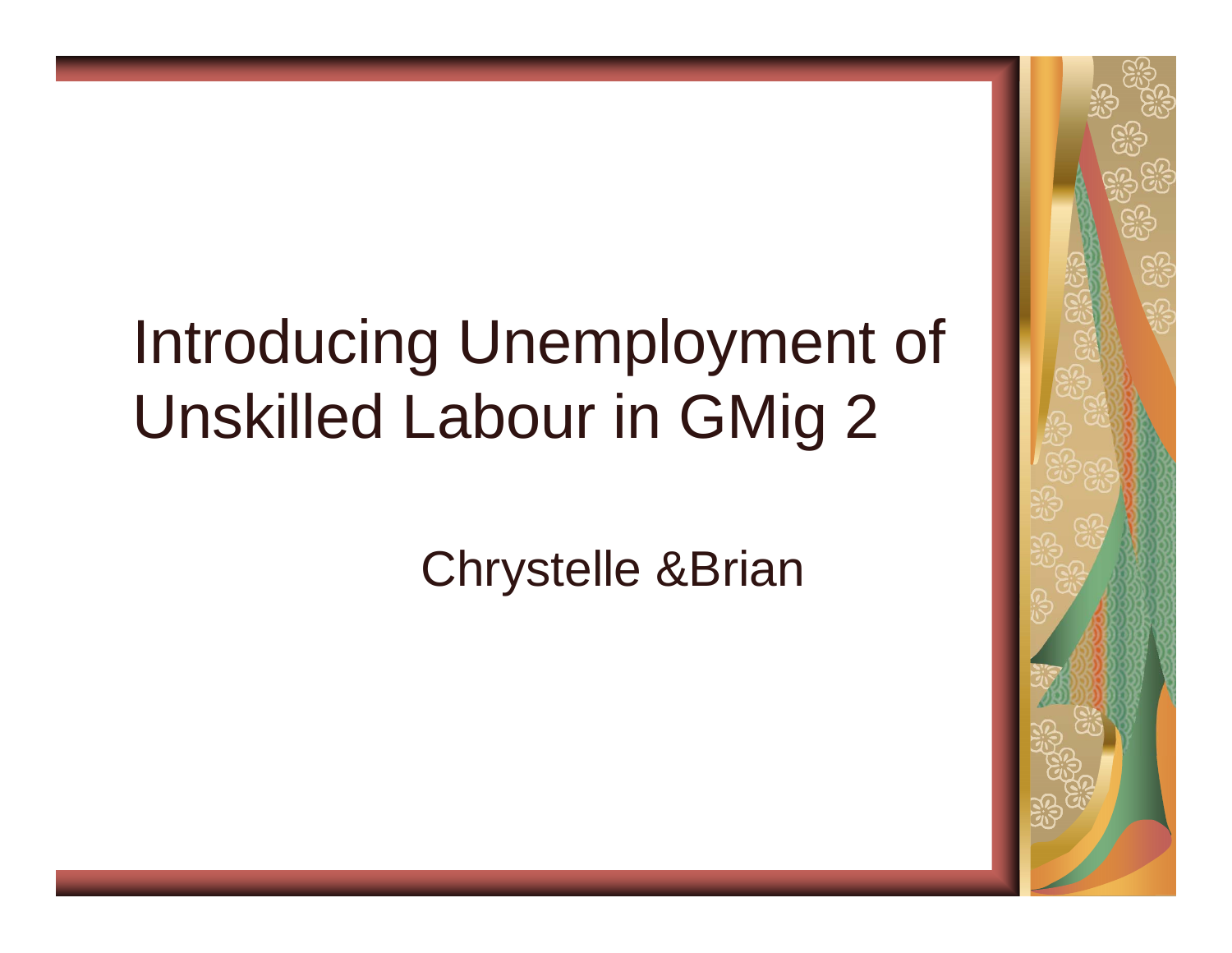# Introducing Unemployment of Unskilled Labour in GMig 2

Chrystelle &Brian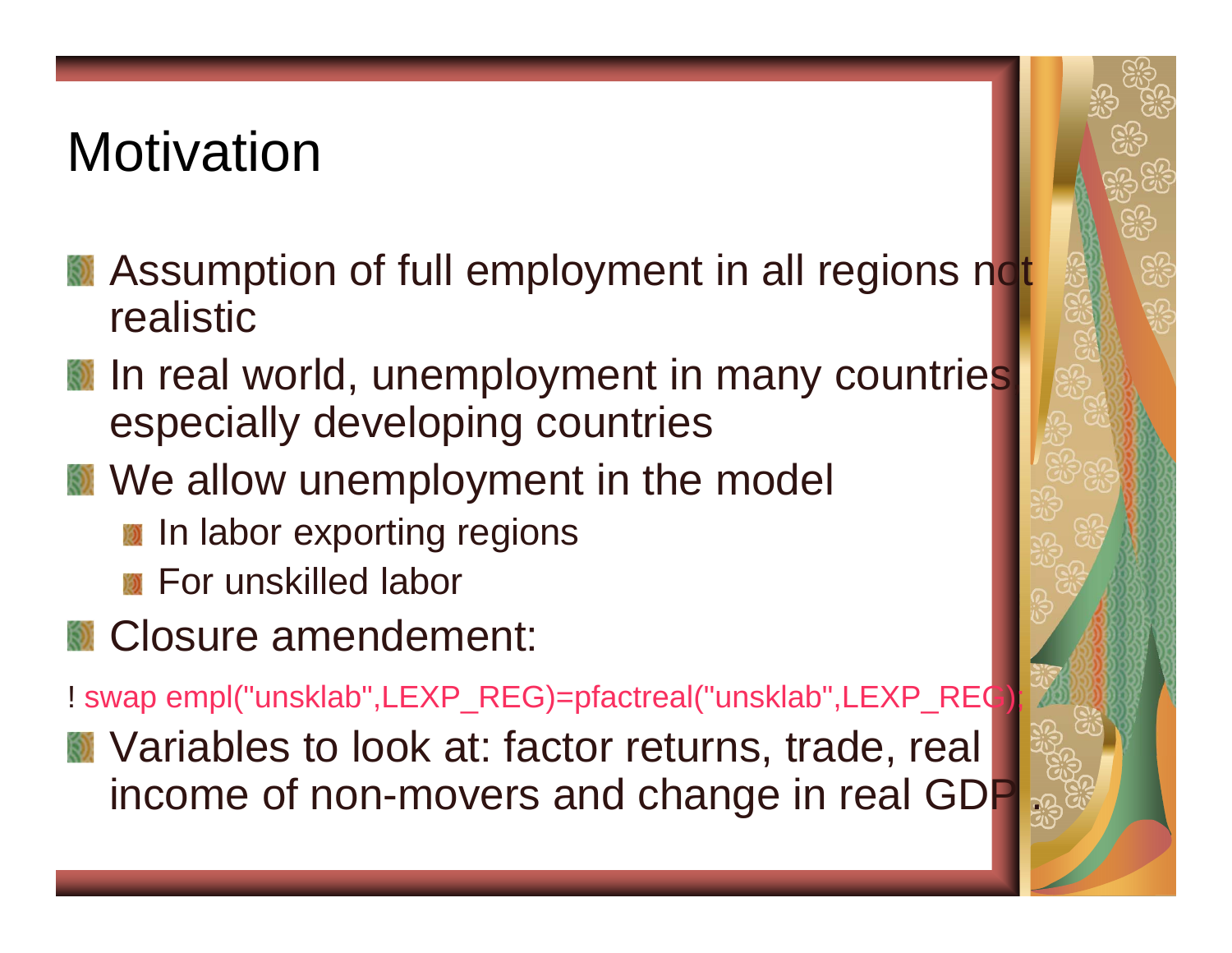# Motivation

- Assumption of full employment in all regions not realistic
- In real world, unemployment in many countries especially developing countries
- We allow unemployment in the model
  - In labor exporting regions
  - For unskilled labor
- Closure amendement:

```
! swap empl("unsklab",LEXP_REG)=pfactreal("unsklab",LEXP_REG);
```

- Variables to look at: factor returns, trade, real income of non-movers and change in real GDP .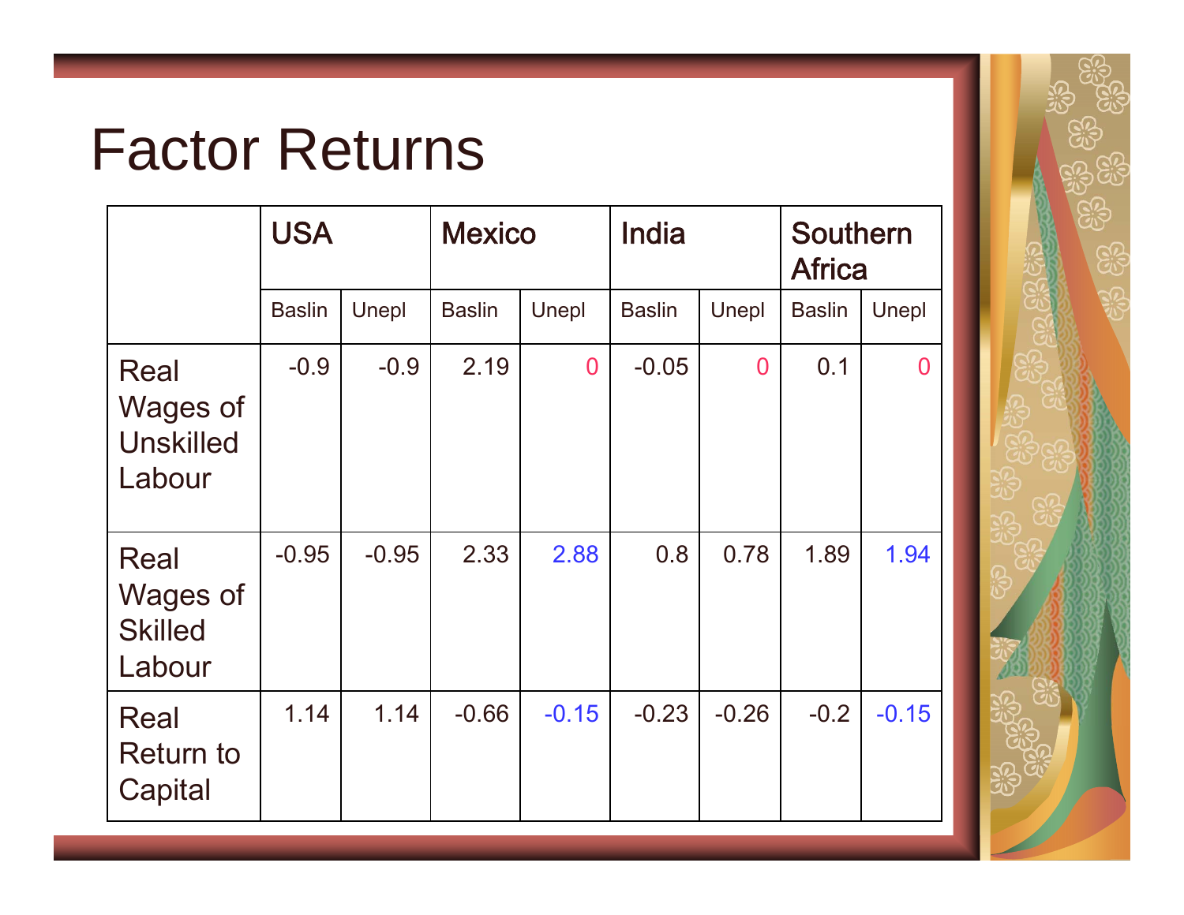# Factor Returns

| | USA | | Mexico | | India | | Southern Africa | |
|---|---|---|---|---|---|---|---|---|
| | Baslin | Unepl | Baslin | Unepl | Baslin | Unepl | Baslin | Unepl |
| Real Wages of Unskilled Labour | -0.9 | -0.9 | 2.19 | 0 | -0.05 | 0 | 0.1 | 0 |
| Real Wages of Skilled Labour | -0.95 | -0.95 | 2.33 | 2.88 | 0.8 | 0.78 | 1.89 | 1.94 |
| Real Return to Capital | 1.14 | 1.14 | -0.66 | -0.15 | -0.23 | -0.26 | -0.2 | -0.15 |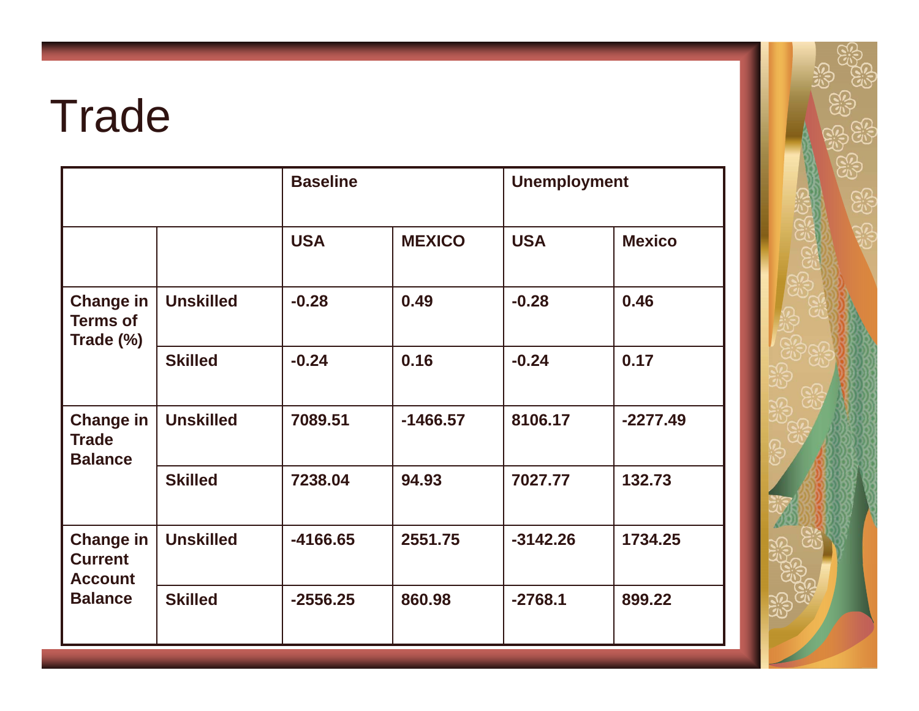# Trade

| | | Baseline | | Unemployment | |
|---|---|---|---|---|---|
| | | USA | MEXICO | USA | Mexico |
| Change in Terms of Trade (%) | Unskilled | -0.28 | 0.49 | -0.28 | 0.46 |
| | Skilled | -0.24 | 0.16 | -0.24 | 0.17 |
| Change in Trade Balance | Unskilled | 7089.51 | -1466.57 | 8106.17 | -2277.49 |
| | Skilled | 7238.04 | 94.93 | 7027.77 | 132.73 |
| Change in Current Account Balance | Unskilled | -4166.65 | 2551.75 | -3142.26 | 1734.25 |
| | Skilled | -2556.25 | 860.98 | -2768.1 | 899.22 |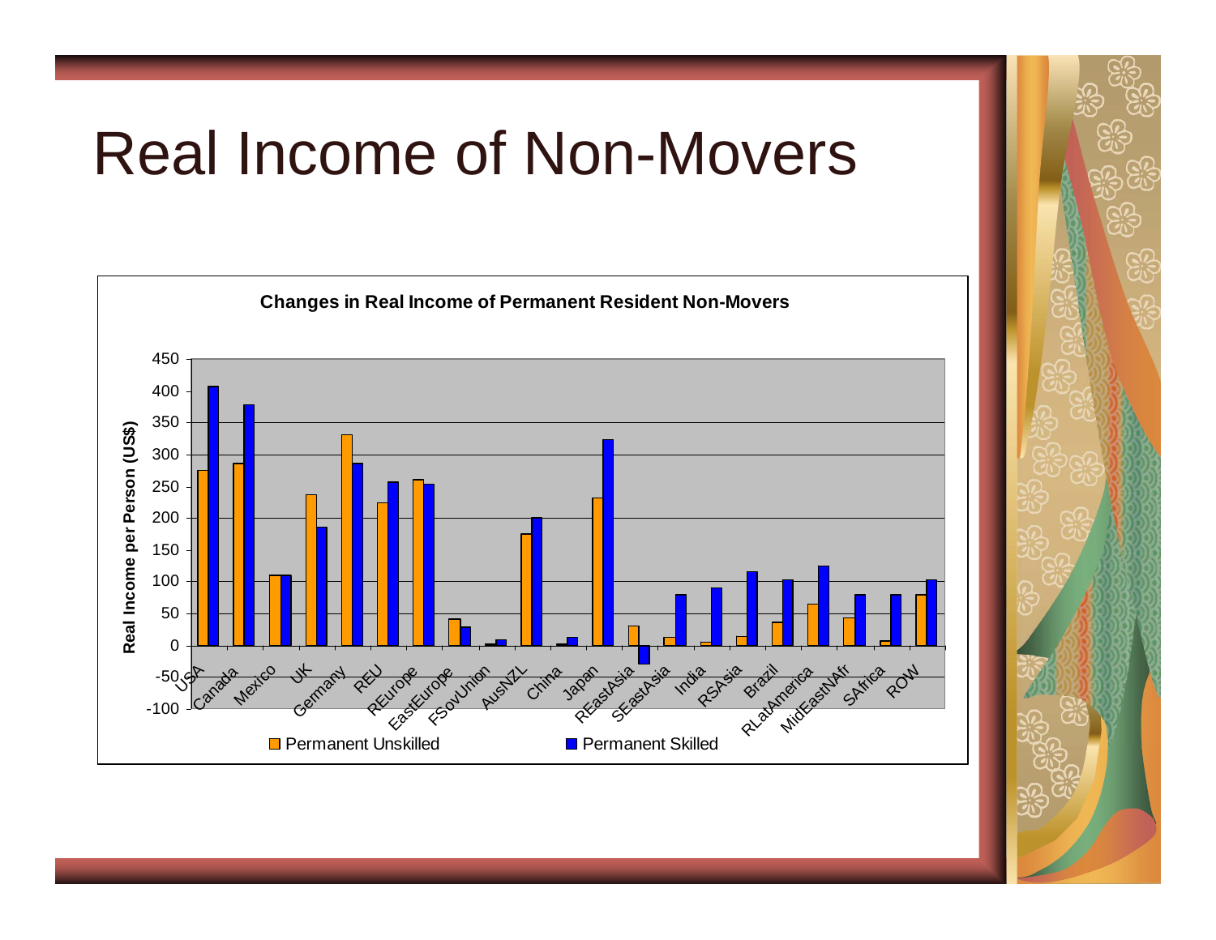# Real Income of Non-Movers

**Changes in Real Income of Permanent Resident Non-Movers**

Real Income per Person (US$)

| Region | Permanent Unskilled | Permanent Skilled |
|---|---|---|
| USA | 275 | 408 |
| Canada | 287 | 379 |
| Mexico | 110 | 110 |
| UK | 238 | 186 |
| Germany | 332 | 287 |
| REU | 225 | 258 |
| REurope | 261 | 254 |
| EastEurope | 42 | 30 |
| FSovUnion | 3 | 10 |
| AusNZL | 176 | 202 |
| China | 3 | 13 |
| Japan | 233 | 324 |
| REastAsia | 31 | -29 |
| SEastAsia | 13 | 80 |
| India | 6 | 91 |
| RSAsia | 15 | 117 |
| Brazil | 37 | 104 |
| RLatAmerica | 65 | 126 |
| MidEastNAfr | 44 | 80 |
| SAfrica | 8 | 80 |
| ROW | 80 | 104 |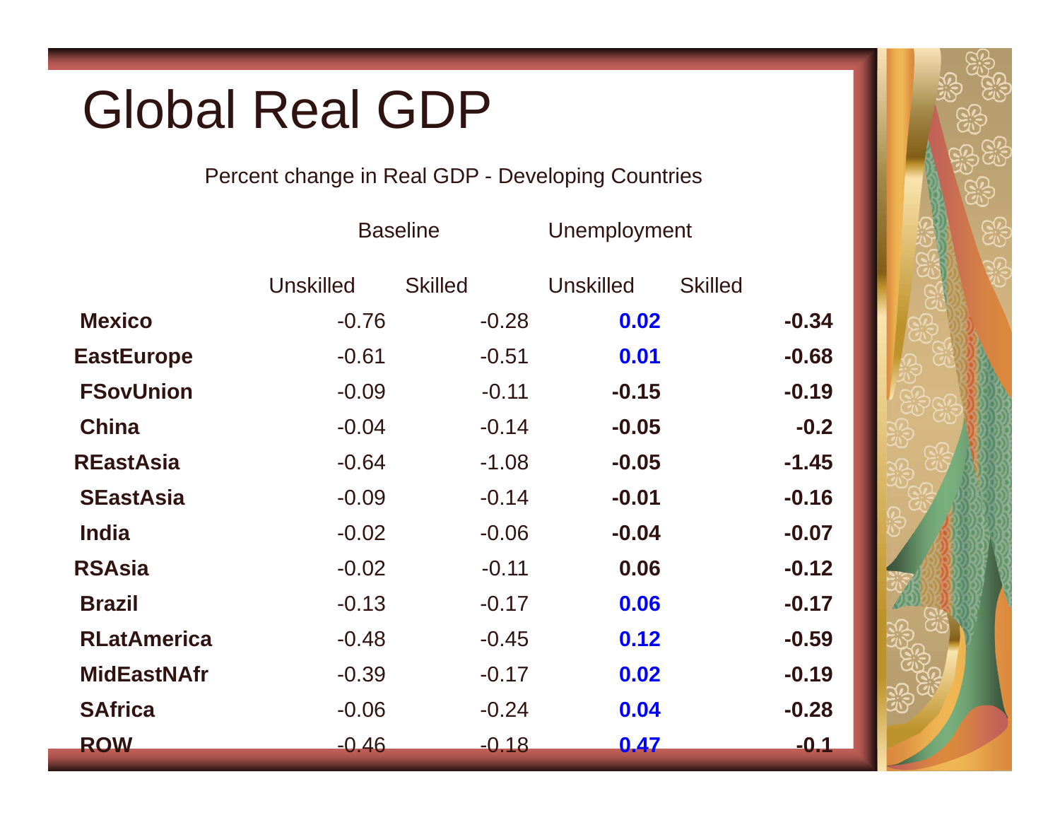# Global Real GDP

Percent change in Real GDP - Developing Countries

| | Baseline | | Unemployment | |
|---|---|---|---|---|
| | Unskilled | Skilled | Unskilled | Skilled |
| **Mexico** | -0.76 | -0.28 | **0.02** | **-0.34** |
| **EastEurope** | -0.61 | -0.51 | **0.01** | **-0.68** |
| **FSovUnion** | -0.09 | -0.11 | **-0.15** | **-0.19** |
| **China** | -0.04 | -0.14 | **-0.05** | **-0.2** |
| **REastAsia** | -0.64 | -1.08 | **-0.05** | **-1.45** |
| **SEastAsia** | -0.09 | -0.14 | **-0.01** | **-0.16** |
| **India** | -0.02 | -0.06 | **-0.04** | **-0.07** |
| **RSAsia** | -0.02 | -0.11 | **0.06** | **-0.12** |
| **Brazil** | -0.13 | -0.17 | **0.06** | **-0.17** |
| **RLatAmerica** | -0.48 | -0.45 | **0.12** | **-0.59** |
| **MidEastNAfr** | -0.39 | -0.17 | **0.02** | **-0.19** |
| **SAfrica** | -0.06 | -0.24 | **0.04** | **-0.28** |
| **ROW** | -0.46 | -0.18 | **0.47** | **-0.1** |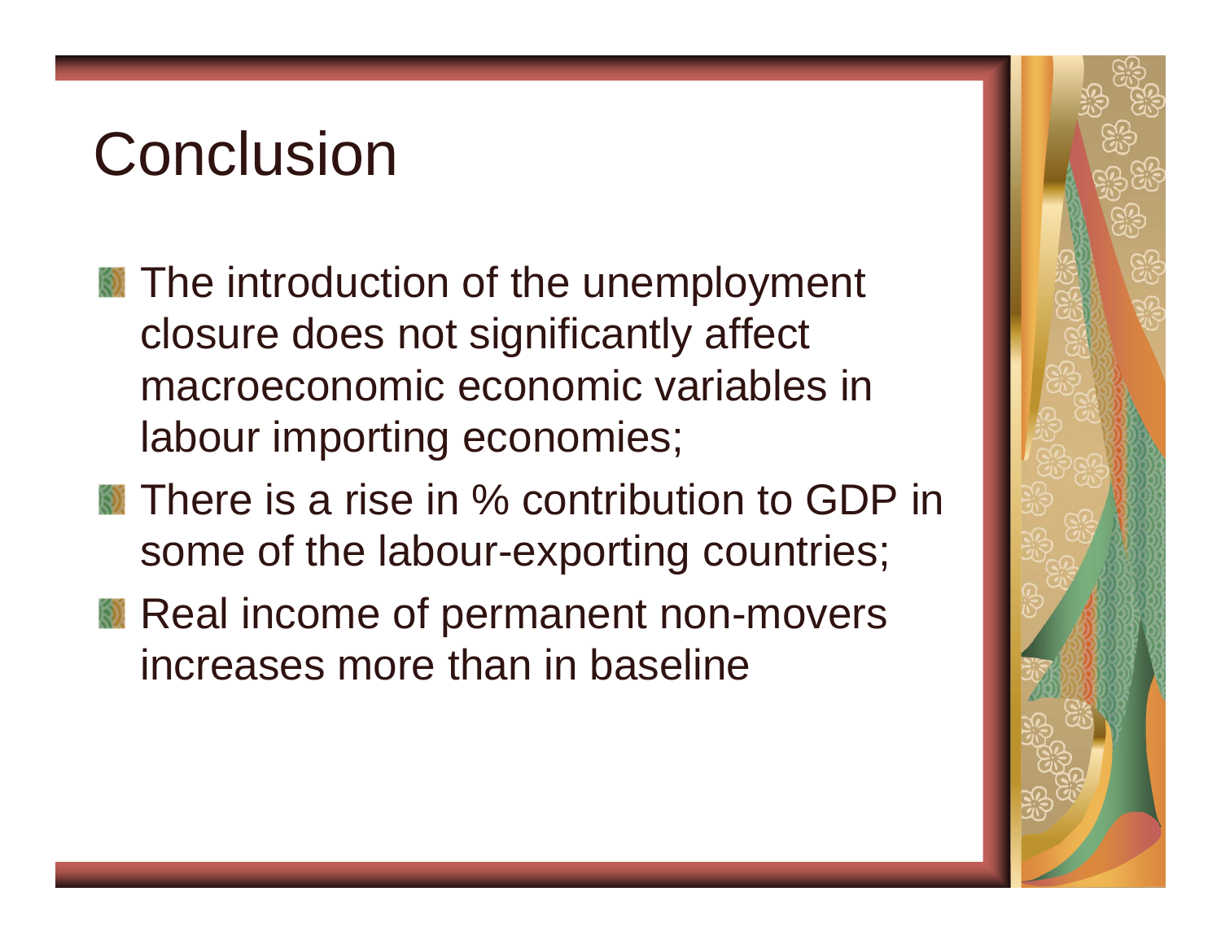# Conclusion

- The introduction of the unemployment closure does not significantly affect macroeconomic economic variables in labour importing economies;
- There is a rise in % contribution to GDP in some of the labour-exporting countries;
- Real income of permanent non-movers increases more than in baseline